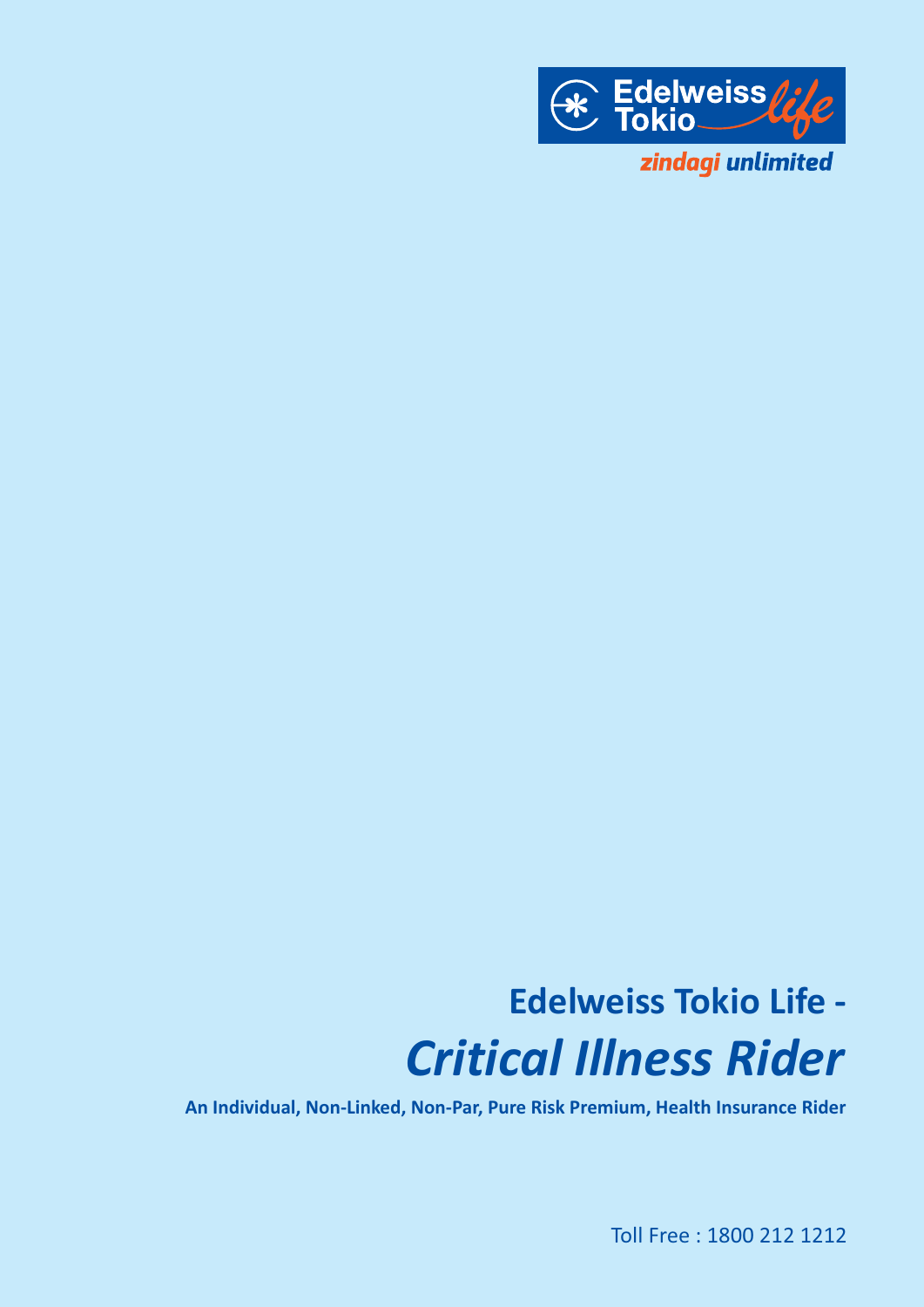Edelweiss Tokio life

*zindagi unlimited*

# Edelweiss Tokio Life - *Critical Illness Rider*

**An Individual, Non-Linked, Non-Par, Pure Risk Premium, Health Insurance Rider**

Toll Free : 1800 212 1212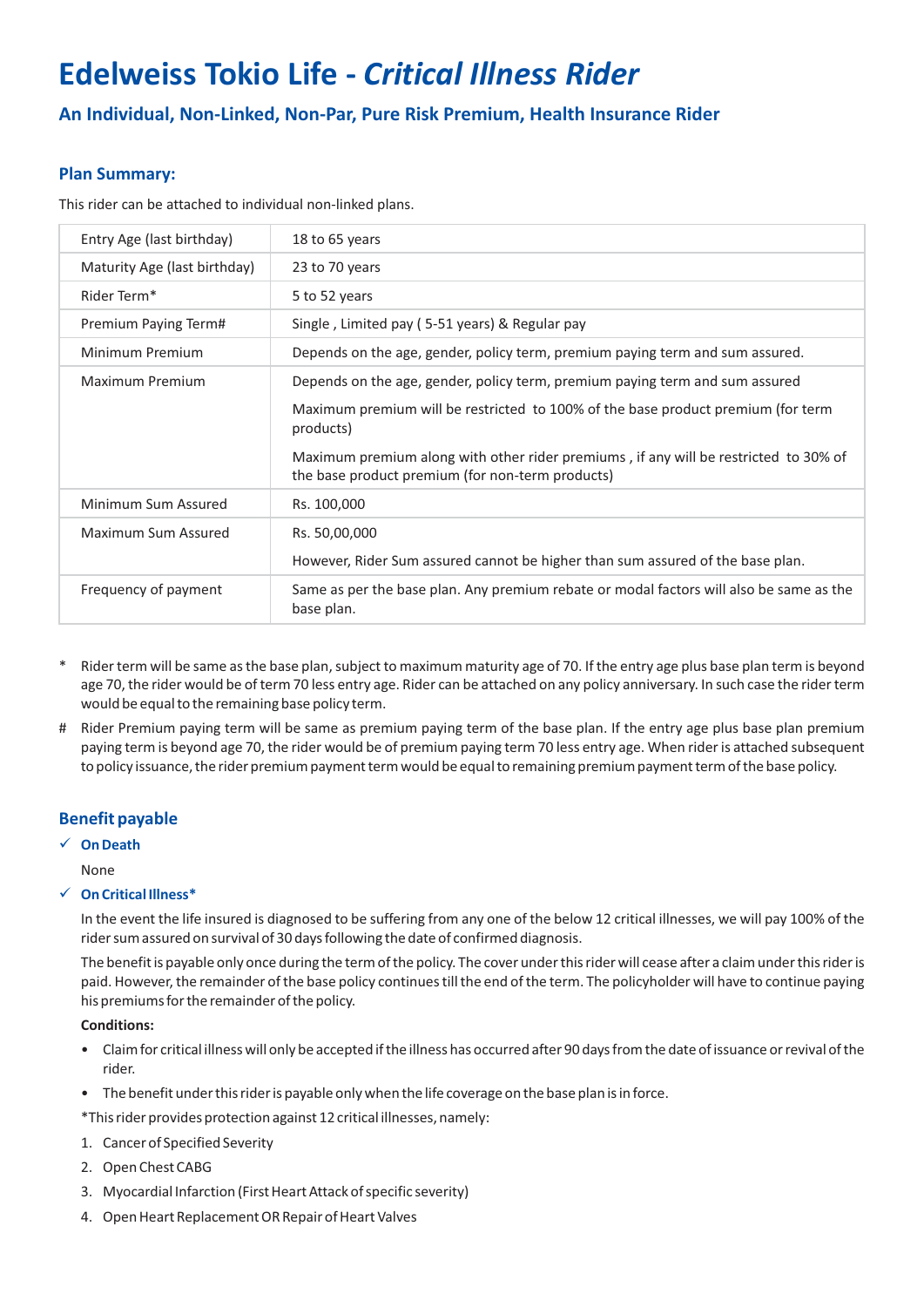# Edelweiss Tokio Life - *Critical Illness Rider*

## An Individual, Non-Linked, Non-Par, Pure Risk Premium, Health Insurance Rider

### Plan Summary:

This rider can be attached to individual non-linked plans.

| | |
|---|---|
| Entry Age (last birthday) | 18 to 65 years |
| Maturity Age (last birthday) | 23 to 70 years |
| Rider Term* | 5 to 52 years |
| Premium Paying Term# | Single , Limited pay ( 5-51 years) & Regular pay |
| Minimum Premium | Depends on the age, gender, policy term, premium paying term and sum assured. |
| Maximum Premium | Depends on the age, gender, policy term, premium paying term and sum assured<br><br>Maximum premium will be restricted to 100% of the base product premium (for term products)<br><br>Maximum premium along with other rider premiums , if any will be restricted to 30% of the base product premium (for non-term products) |
| Minimum Sum Assured | Rs. 100,000 |
| Maximum Sum Assured | Rs. 50,00,000<br><br>However, Rider Sum assured cannot be higher than sum assured of the base plan. |
| Frequency of payment | Same as per the base plan. Any premium rebate or modal factors will also be same as the base plan. |

\* Rider term will be same as the base plan, subject to maximum maturity age of 70. If the entry age plus base plan term is beyond age 70, the rider would be of term 70 less entry age. Rider can be attached on any policy anniversary. In such case the rider term would be equal to the remaining base policy term.

\# Rider Premium paying term will be same as premium paying term of the base plan. If the entry age plus base plan premium paying term is beyond age 70, the rider would be of premium paying term 70 less entry age. When rider is attached subsequent to policy issuance, the rider premium payment term would be equal to remaining premium payment term of the base policy.

### Benefit payable

✓ **On Death**

None

✓ **On Critical Illness***

In the event the life insured is diagnosed to be suffering from any one of the below 12 critical illnesses, we will pay 100% of the rider sum assured on survival of 30 days following the date of confirmed diagnosis.

The benefit is payable only once during the term of the policy. The cover under this rider will cease after a claim under this rider is paid. However, the remainder of the base policy continues till the end of the term. The policyholder will have to continue paying his premiums for the remainder of the policy.

**Conditions:**

- Claim for critical illness will only be accepted if the illness has occurred after 90 days from the date of issuance or revival of the rider.
- The benefit under this rider is payable only when the life coverage on the base plan is in force.

*This rider provides protection against 12 critical illnesses, namely:

1. Cancer of Specified Severity
2. Open Chest CABG
3. Myocardial Infarction (First Heart Attack of specific severity)
4. Open Heart Replacement OR Repair of Heart Valves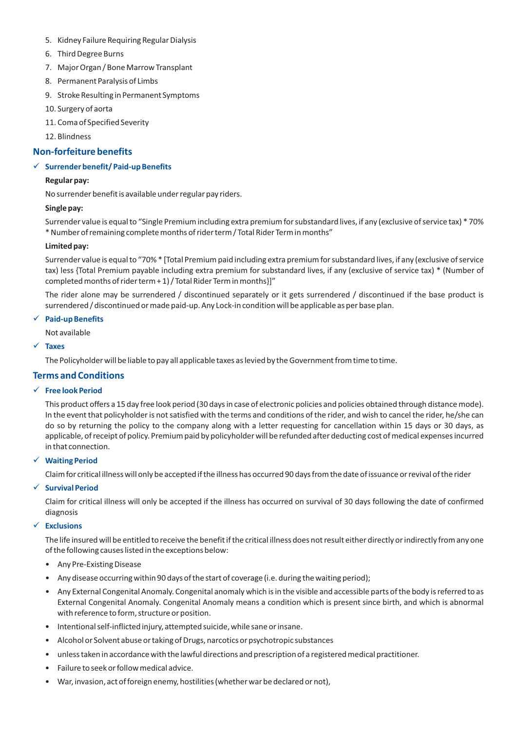5. Kidney Failure Requiring Regular Dialysis
6. Third Degree Burns
7. Major Organ / Bone Marrow Transplant
8. Permanent Paralysis of Limbs
9. Stroke Resulting in Permanent Symptoms
10. Surgery of aorta
11. Coma of Specified Severity
12. Blindness

## Non-forfeiture benefits

### ✓ Surrender benefit/ Paid-up Benefits

**Regular pay:**

No surrender benefit is available under regular pay riders.

**Single pay:**

Surrender value is equal to "Single Premium including extra premium for substandard lives, if any (exclusive of service tax) * 70% * Number of remaining complete months of rider term / Total Rider Term in months"

**Limited pay:**

Surrender value is equal to "70% * [Total Premium paid including extra premium for substandard lives, if any (exclusive of service tax) less {Total Premium payable including extra premium for substandard lives, if any (exclusive of service tax) * (Number of completed months of rider term + 1) / Total Rider Term in months}]"

The rider alone may be surrendered / discontinued separately or it gets surrendered / discontinued if the base product is surrendered / discontinued or made paid-up. Any Lock-in condition will be applicable as per base plan.

### ✓ Paid-up Benefits

Not available

### ✓ Taxes

The Policyholder will be liable to pay all applicable taxes as levied by the Government from time to time.

## Terms and Conditions

### ✓ Free look Period

This product offers a 15 day free look period (30 days in case of electronic policies and policies obtained through distance mode). In the event that policyholder is not satisfied with the terms and conditions of the rider, and wish to cancel the rider, he/she can do so by returning the policy to the company along with a letter requesting for cancellation within 15 days or 30 days, as applicable, of receipt of policy. Premium paid by policyholder will be refunded after deducting cost of medical expenses incurred in that connection.

### ✓ Waiting Period

Claim for critical illness will only be accepted if the illness has occurred 90 days from the date of issuance or revival of the rider

### ✓ Survival Period

Claim for critical illness will only be accepted if the illness has occurred on survival of 30 days following the date of confirmed diagnosis

### ✓ Exclusions

The life insured will be entitled to receive the benefit if the critical illness does not result either directly or indirectly from any one of the following causes listed in the exceptions below:

- Any Pre-Existing Disease
- Any disease occurring within 90 days of the start of coverage (i.e. during the waiting period);
- Any External Congenital Anomaly. Congenital anomaly which is in the visible and accessible parts of the body is referred to as External Congenital Anomaly. Congenital Anomaly means a condition which is present since birth, and which is abnormal with reference to form, structure or position.
- Intentional self-inflicted injury, attempted suicide, while sane or insane.
- Alcohol or Solvent abuse or taking of Drugs, narcotics or psychotropic substances
- unless taken in accordance with the lawful directions and prescription of a registered medical practitioner.
- Failure to seek or follow medical advice.
- War, invasion, act of foreign enemy, hostilities (whether war be declared or not),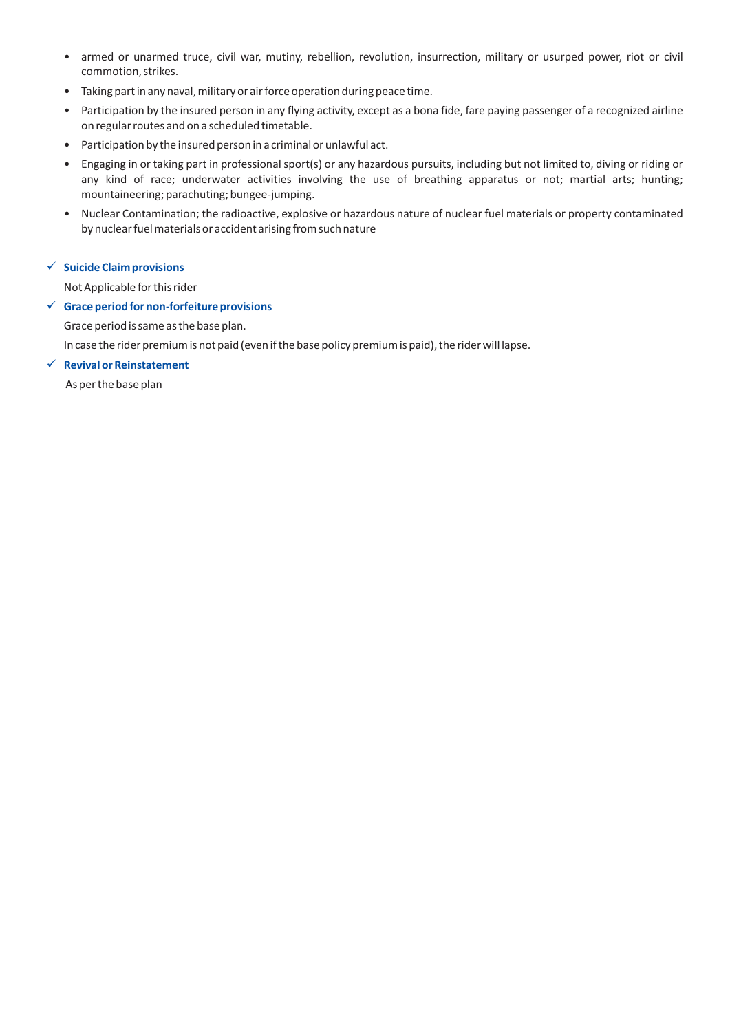- armed or unarmed truce, civil war, mutiny, rebellion, revolution, insurrection, military or usurped power, riot or civil commotion, strikes.
- Taking part in any naval, military or air force operation during peace time.
- Participation by the insured person in any flying activity, except as a bona fide, fare paying passenger of a recognized airline on regular routes and on a scheduled timetable.
- Participation by the insured person in a criminal or unlawful act.
- Engaging in or taking part in professional sport(s) or any hazardous pursuits, including but not limited to, diving or riding or any kind of race; underwater activities involving the use of breathing apparatus or not; martial arts; hunting; mountaineering; parachuting; bungee-jumping.
- Nuclear Contamination; the radioactive, explosive or hazardous nature of nuclear fuel materials or property contaminated by nuclear fuel materials or accident arising from such nature

✓ **Suicide Claim provisions**

Not Applicable for this rider

✓ **Grace period for non-forfeiture provisions**

Grace period is same as the base plan.

In case the rider premium is not paid (even if the base policy premium is paid), the rider will lapse.

✓ **Revival or Reinstatement**

As per the base plan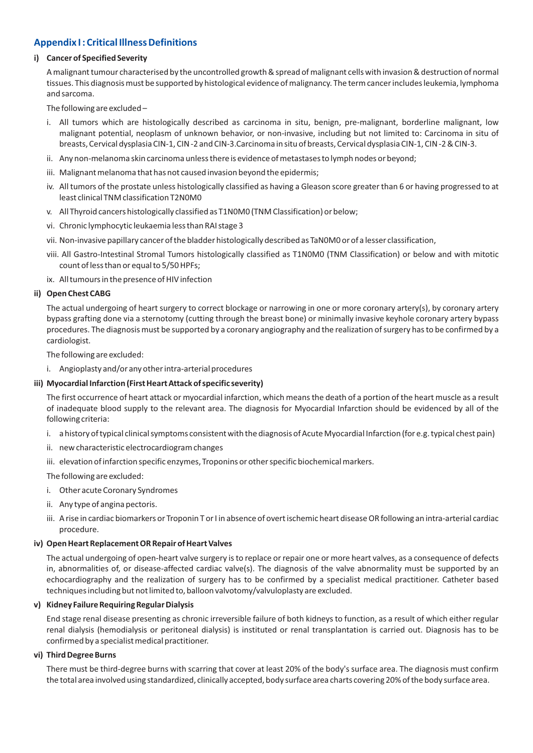## Appendix I : Critical Illness Definitions

### i) Cancer of Specified Severity

A malignant tumour characterised by the uncontrolled growth & spread of malignant cells with invasion & destruction of normal tissues. This diagnosis must be supported by histological evidence of malignancy. The term cancer includes leukemia, lymphoma and sarcoma.

The following are excluded –

i. All tumors which are histologically described as carcinoma in situ, benign, pre-malignant, borderline malignant, low malignant potential, neoplasm of unknown behavior, or non-invasive, including but not limited to: Carcinoma in situ of breasts, Cervical dysplasia CIN-1, CIN -2 and CIN-3.Carcinoma in situ of breasts, Cervical dysplasia CIN-1, CIN -2 & CIN-3.

ii. Any non-melanoma skin carcinoma unless there is evidence of metastases to lymph nodes or beyond;

iii. Malignant melanoma that has not caused invasion beyond the epidermis;

iv. All tumors of the prostate unless histologically classified as having a Gleason score greater than 6 or having progressed to at least clinical TNM classification T2N0M0

v. All Thyroid cancers histologically classified as T1N0M0 (TNM Classification) or below;

vi. Chronic lymphocytic leukaemia less than RAI stage 3

vii. Non-invasive papillary cancer of the bladder histologically described as TaN0M0 or of a lesser classification,

viii. All Gastro-Intestinal Stromal Tumors histologically classified as T1N0M0 (TNM Classification) or below and with mitotic count of less than or equal to 5/50 HPFs;

ix. All tumours in the presence of HIV infection

### ii) Open Chest CABG

The actual undergoing of heart surgery to correct blockage or narrowing in one or more coronary artery(s), by coronary artery bypass grafting done via a sternotomy (cutting through the breast bone) or minimally invasive keyhole coronary artery bypass procedures. The diagnosis must be supported by a coronary angiography and the realization of surgery has to be confirmed by a cardiologist.

The following are excluded:

i. Angioplasty and/or any other intra-arterial procedures

### iii) Myocardial Infarction (First Heart Attack of specific severity)

The first occurrence of heart attack or myocardial infarction, which means the death of a portion of the heart muscle as a result of inadequate blood supply to the relevant area. The diagnosis for Myocardial Infarction should be evidenced by all of the following criteria:

i. a history of typical clinical symptoms consistent with the diagnosis of Acute Myocardial Infarction (for e.g. typical chest pain)

ii. new characteristic electrocardiogram changes

iii. elevation of infarction specific enzymes, Troponins or other specific biochemical markers.

The following are excluded:

i. Other acute Coronary Syndromes

ii. Any type of angina pectoris.

iii. A rise in cardiac biomarkers or Troponin T or I in absence of overt ischemic heart disease OR following an intra-arterial cardiac procedure.

### iv) Open Heart Replacement OR Repair of Heart Valves

The actual undergoing of open-heart valve surgery is to replace or repair one or more heart valves, as a consequence of defects in, abnormalities of, or disease-affected cardiac valve(s). The diagnosis of the valve abnormality must be supported by an echocardiography and the realization of surgery has to be confirmed by a specialist medical practitioner. Catheter based techniques including but not limited to, balloon valvotomy/valvuloplasty are excluded.

### v) Kidney Failure Requiring Regular Dialysis

End stage renal disease presenting as chronic irreversible failure of both kidneys to function, as a result of which either regular renal dialysis (hemodialysis or peritoneal dialysis) is instituted or renal transplantation is carried out. Diagnosis has to be confirmed by a specialist medical practitioner.

### vi) Third Degree Burns

There must be third-degree burns with scarring that cover at least 20% of the body's surface area. The diagnosis must confirm the total area involved using standardized, clinically accepted, body surface area charts covering 20% of the body surface area.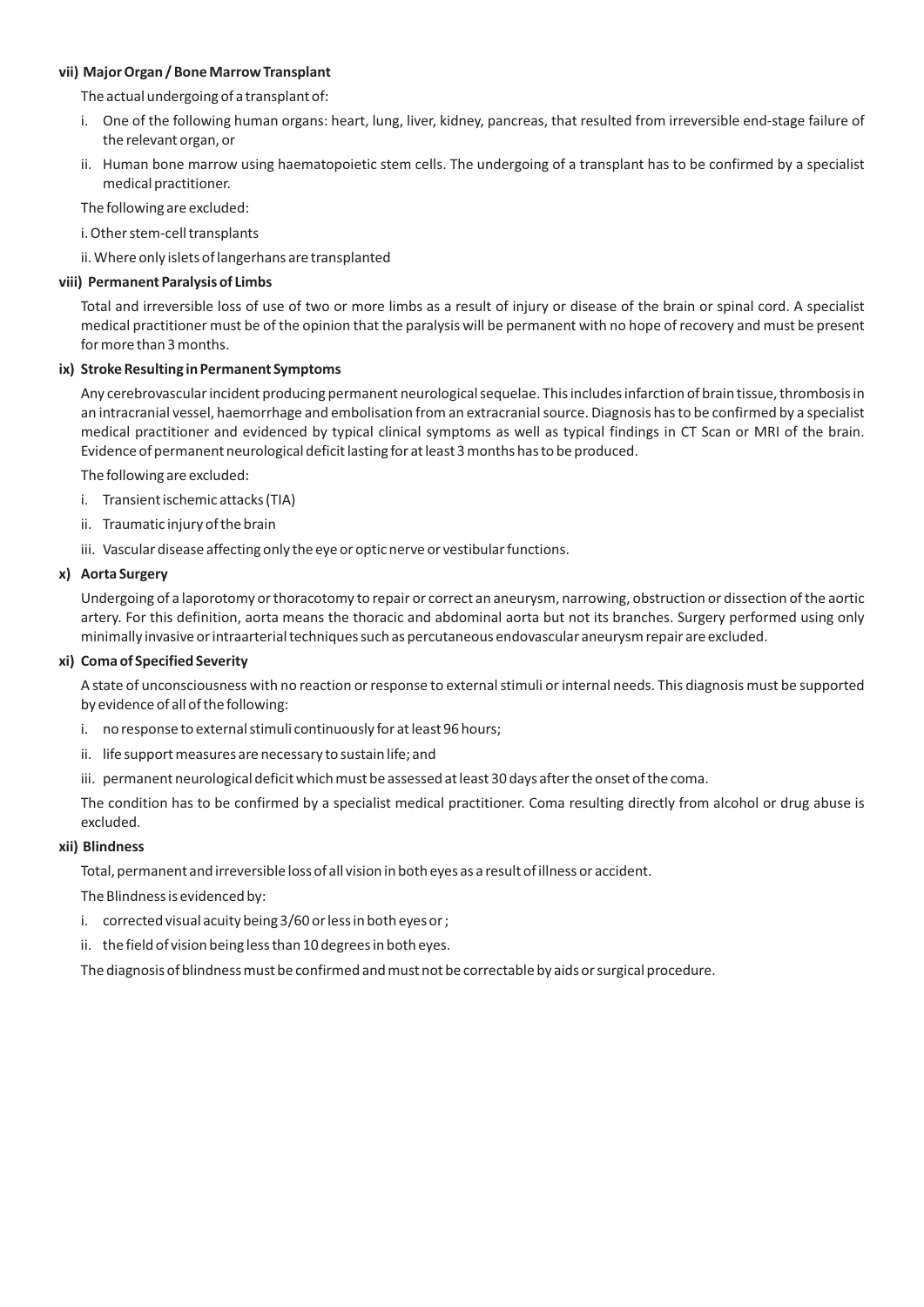#### vii) Major Organ / Bone Marrow Transplant

The actual undergoing of a transplant of:

i. One of the following human organs: heart, lung, liver, kidney, pancreas, that resulted from irreversible end-stage failure of the relevant organ, or

ii. Human bone marrow using haematopoietic stem cells. The undergoing of a transplant has to be confirmed by a specialist medical practitioner.

The following are excluded:

i. Other stem-cell transplants

ii. Where only islets of langerhans are transplanted

#### viii) Permanent Paralysis of Limbs

Total and irreversible loss of use of two or more limbs as a result of injury or disease of the brain or spinal cord. A specialist medical practitioner must be of the opinion that the paralysis will be permanent with no hope of recovery and must be present for more than 3 months.

#### ix) Stroke Resulting in Permanent Symptoms

Any cerebrovascular incident producing permanent neurological sequelae. This includes infarction of brain tissue, thrombosis in an intracranial vessel, haemorrhage and embolisation from an extracranial source. Diagnosis has to be confirmed by a specialist medical practitioner and evidenced by typical clinical symptoms as well as typical findings in CT Scan or MRI of the brain. Evidence of permanent neurological deficit lasting for at least 3 months has to be produced.

The following are excluded:

i. Transient ischemic attacks (TIA)

ii. Traumatic injury of the brain

iii. Vascular disease affecting only the eye or optic nerve or vestibular functions.

#### x) Aorta Surgery

Undergoing of a laporotomy or thoracotomy to repair or correct an aneurysm, narrowing, obstruction or dissection of the aortic artery. For this definition, aorta means the thoracic and abdominal aorta but not its branches. Surgery performed using only minimally invasive or intraarterial techniques such as percutaneous endovascular aneurysm repair are excluded.

#### xi) Coma of Specified Severity

A state of unconsciousness with no reaction or response to external stimuli or internal needs. This diagnosis must be supported by evidence of all of the following:

i. no response to external stimuli continuously for at least 96 hours;

ii. life support measures are necessary to sustain life; and

iii. permanent neurological deficit which must be assessed at least 30 days after the onset of the coma.

The condition has to be confirmed by a specialist medical practitioner. Coma resulting directly from alcohol or drug abuse is excluded.

#### xii) Blindness

Total, permanent and irreversible loss of all vision in both eyes as a result of illness or accident.

The Blindness is evidenced by:

i. corrected visual acuity being 3/60 or less in both eyes or ;

ii. the field of vision being less than 10 degrees in both eyes.

The diagnosis of blindness must be confirmed and must not be correctable by aids or surgical procedure.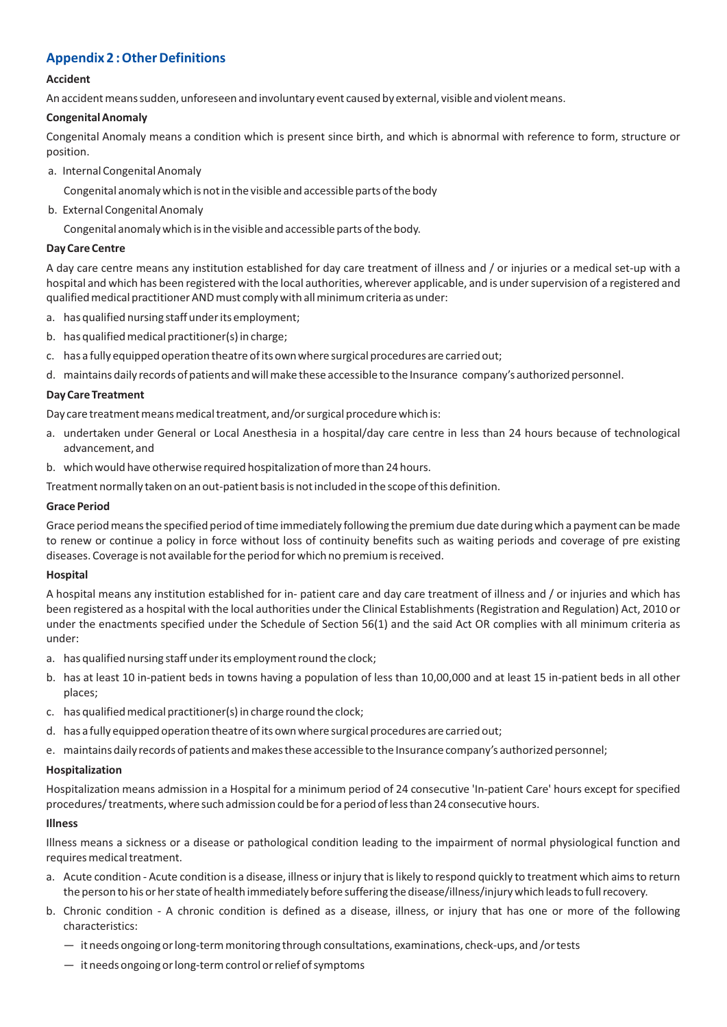## Appendix 2 : Other Definitions

**Accident**

An accident means sudden, unforeseen and involuntary event caused by external, visible and violent means.

**Congenital Anomaly**

Congenital Anomaly means a condition which is present since birth, and which is abnormal with reference to form, structure or position.

a. Internal Congenital Anomaly

   Congenital anomaly which is not in the visible and accessible parts of the body

b. External Congenital Anomaly

   Congenital anomaly which is in the visible and accessible parts of the body.

**Day Care Centre**

A day care centre means any institution established for day care treatment of illness and / or injuries or a medical set-up with a hospital and which has been registered with the local authorities, wherever applicable, and is under supervision of a registered and qualified medical practitioner AND must comply with all minimum criteria as under:

a. has qualified nursing staff under its employment;
b. has qualified medical practitioner(s) in charge;
c. has a fully equipped operation theatre of its own where surgical procedures are carried out;
d. maintains daily records of patients and will make these accessible to the Insurance company's authorized personnel.

**Day Care Treatment**

Day care treatment means medical treatment, and/or surgical procedure which is:

a. undertaken under General or Local Anesthesia in a hospital/day care centre in less than 24 hours because of technological advancement, and
b. which would have otherwise required hospitalization of more than 24 hours.

Treatment normally taken on an out-patient basis is not included in the scope of this definition.

**Grace Period**

Grace period means the specified period of time immediately following the premium due date during which a payment can be made to renew or continue a policy in force without loss of continuity benefits such as waiting periods and coverage of pre existing diseases. Coverage is not available for the period for which no premium is received.

**Hospital**

A hospital means any institution established for in- patient care and day care treatment of illness and / or injuries and which has been registered as a hospital with the local authorities under the Clinical Establishments (Registration and Regulation) Act, 2010 or under the enactments specified under the Schedule of Section 56(1) and the said Act OR complies with all minimum criteria as under:

a. has qualified nursing staff under its employment round the clock;
b. has at least 10 in-patient beds in towns having a population of less than 10,00,000 and at least 15 in-patient beds in all other places;
c. has qualified medical practitioner(s) in charge round the clock;
d. has a fully equipped operation theatre of its own where surgical procedures are carried out;
e. maintains daily records of patients and makes these accessible to the Insurance company's authorized personnel;

**Hospitalization**

Hospitalization means admission in a Hospital for a minimum period of 24 consecutive 'In-patient Care' hours except for specified procedures/ treatments, where such admission could be for a period of less than 24 consecutive hours.

**Illness**

Illness means a sickness or a disease or pathological condition leading to the impairment of normal physiological function and requires medical treatment.

a. Acute condition - Acute condition is a disease, illness or injury that is likely to respond quickly to treatment which aims to return the person to his or her state of health immediately before suffering the disease/illness/injury which leads to full recovery.
b. Chronic condition - A chronic condition is defined as a disease, illness, or injury that has one or more of the following characteristics:
   - it needs ongoing or long-term monitoring through consultations, examinations, check-ups, and /or tests
   - it needs ongoing or long-term control or relief of symptoms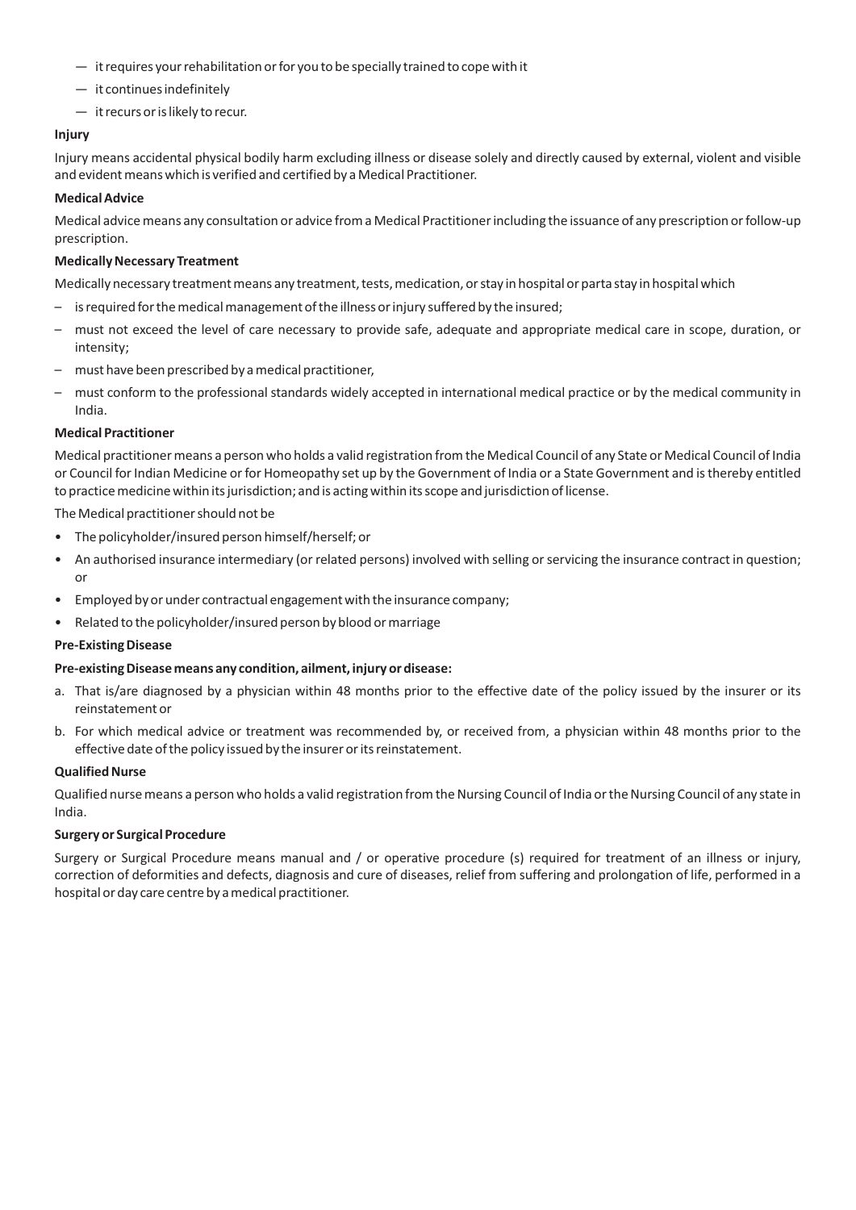— it requires your rehabilitation or for you to be specially trained to cope with it

— it continues indefinitely

— it recurs or is likely to recur.

**Injury**

Injury means accidental physical bodily harm excluding illness or disease solely and directly caused by external, violent and visible and evident means which is verified and certified by a Medical Practitioner.

**Medical Advice**

Medical advice means any consultation or advice from a Medical Practitioner including the issuance of any prescription or follow-up prescription.

**Medically Necessary Treatment**

Medically necessary treatment means any treatment, tests, medication, or stay in hospital or parta stay in hospital which

- is required for the medical management of the illness or injury suffered by the insured;
- must not exceed the level of care necessary to provide safe, adequate and appropriate medical care in scope, duration, or intensity;
- must have been prescribed by a medical practitioner,
- must conform to the professional standards widely accepted in international medical practice or by the medical community in India.

**Medical Practitioner**

Medical practitioner means a person who holds a valid registration from the Medical Council of any State or Medical Council of India or Council for Indian Medicine or for Homeopathy set up by the Government of India or a State Government and is thereby entitled to practice medicine within its jurisdiction; and is acting within its scope and jurisdiction of license.

The Medical practitioner should not be

- The policyholder/insured person himself/herself; or
- An authorised insurance intermediary (or related persons) involved with selling or servicing the insurance contract in question; or
- Employed by or under contractual engagement with the insurance company;
- Related to the policyholder/insured person by blood or marriage

**Pre-Existing Disease**

**Pre-existing Disease means any condition, ailment, injury or disease:**

a. That is/are diagnosed by a physician within 48 months prior to the effective date of the policy issued by the insurer or its reinstatement or

b. For which medical advice or treatment was recommended by, or received from, a physician within 48 months prior to the effective date of the policy issued by the insurer or its reinstatement.

**Qualified Nurse**

Qualified nurse means a person who holds a valid registration from the Nursing Council of India or the Nursing Council of any state in India.

**Surgery or Surgical Procedure**

Surgery or Surgical Procedure means manual and / or operative procedure (s) required for treatment of an illness or injury, correction of deformities and defects, diagnosis and cure of diseases, relief from suffering and prolongation of life, performed in a hospital or day care centre by a medical practitioner.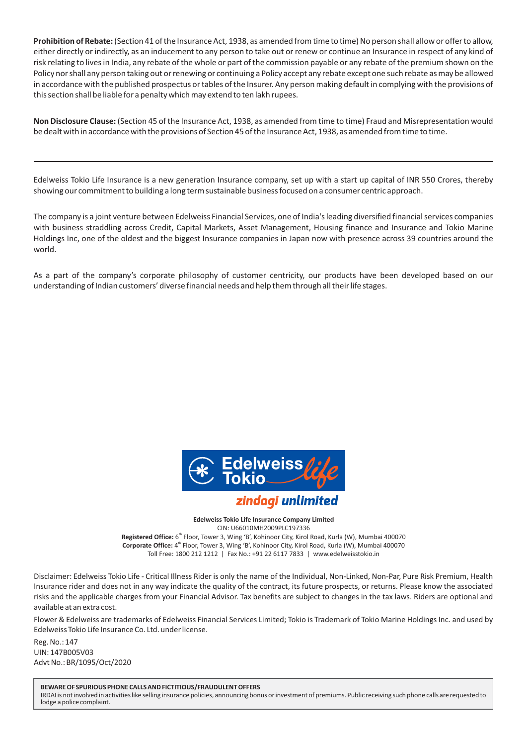**Prohibition of Rebate:** (Section 41 of the Insurance Act, 1938, as amended from time to time) No person shall allow or offer to allow, either directly or indirectly, as an inducement to any person to take out or renew or continue an Insurance in respect of any kind of risk relating to lives in India, any rebate of the whole or part of the commission payable or any rebate of the premium shown on the Policy nor shall any person taking out or renewing or continuing a Policy accept any rebate except one such rebate as may be allowed in accordance with the published prospectus or tables of the Insurer. Any person making default in complying with the provisions of this section shall be liable for a penalty which may extend to ten lakh rupees.

**Non Disclosure Clause:** (Section 45 of the Insurance Act, 1938, as amended from time to time) Fraud and Misrepresentation would be dealt with in accordance with the provisions of Section 45 of the Insurance Act, 1938, as amended from time to time.

---

Edelweiss Tokio Life Insurance is a new generation Insurance company, set up with a start up capital of INR 550 Crores, thereby showing our commitment to building a long term sustainable business focused on a consumer centric approach.

The company is a joint venture between Edelweiss Financial Services, one of India's leading diversified financial services companies with business straddling across Credit, Capital Markets, Asset Management, Housing finance and Insurance and Tokio Marine Holdings Inc, one of the oldest and the biggest Insurance companies in Japan now with presence across 39 countries around the world.

As a part of the company's corporate philosophy of customer centricity, our products have been developed based on our understanding of Indian customers' diverse financial needs and help them through all their life stages.

Edelweiss Tokio life

*zindagi unlimited*

**Edelweiss Tokio Life Insurance Company Limited**
CIN: U66010MH2009PLC197336
**Registered Office:** 6th Floor, Tower 3, Wing 'B', Kohinoor City, Kirol Road, Kurla (W), Mumbai 400070
**Corporate Office:** 4th Floor, Tower 3, Wing 'B', Kohinoor City, Kirol Road, Kurla (W), Mumbai 400070
Toll Free: 1800 212 1212 | Fax No.: +91 22 6117 7833 | www.edelweisstokio.in

Disclaimer: Edelweiss Tokio Life - Critical Illness Rider is only the name of the Individual, Non-Linked, Non-Par, Pure Risk Premium, Health Insurance rider and does not in any way indicate the quality of the contract, its future prospects, or returns. Please know the associated risks and the applicable charges from your Financial Advisor. Tax benefits are subject to changes in the tax laws. Riders are optional and available at an extra cost.

Flower & Edelweiss are trademarks of Edelweiss Financial Services Limited; Tokio is Trademark of Tokio Marine Holdings Inc. and used by Edelweiss Tokio Life Insurance Co. Ltd. under license.

Reg. No.: 147
UIN: 147B005V03
Advt No.: BR/1095/Oct/2020

**BEWARE OF SPURIOUS PHONE CALLS AND FICTITIOUS/FRAUDULENT OFFERS**
IRDAI is not involved in activities like selling insurance policies, announcing bonus or investment of premiums. Public receiving such phone calls are requested to lodge a police complaint.